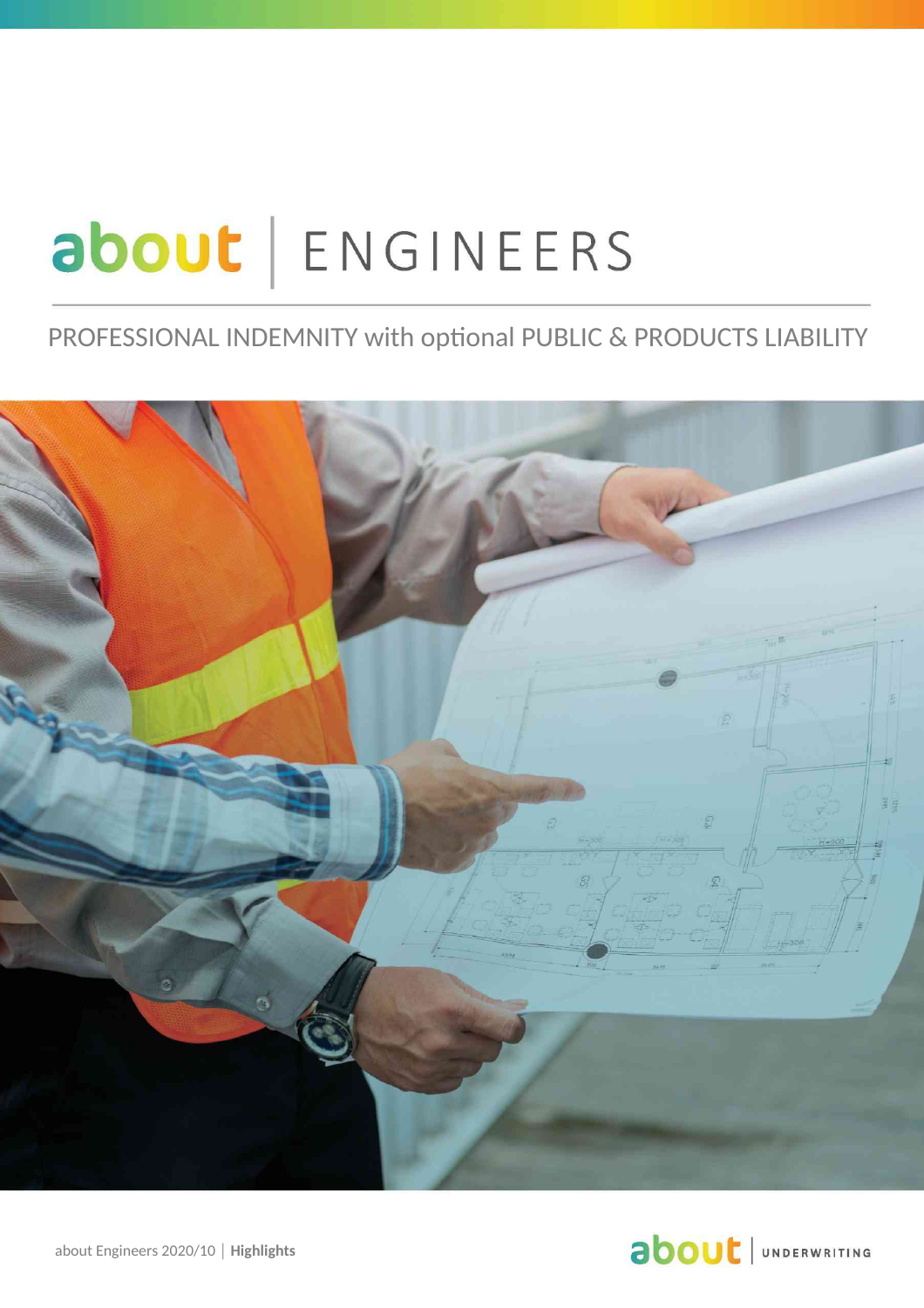# about | ENGINEERS

PROFESSIONAL INDEMNITY with optional PUBLIC & PRODUCTS LIABILITY

about Engineers 2020/10 | **Highlights**

about | UNDERWRITING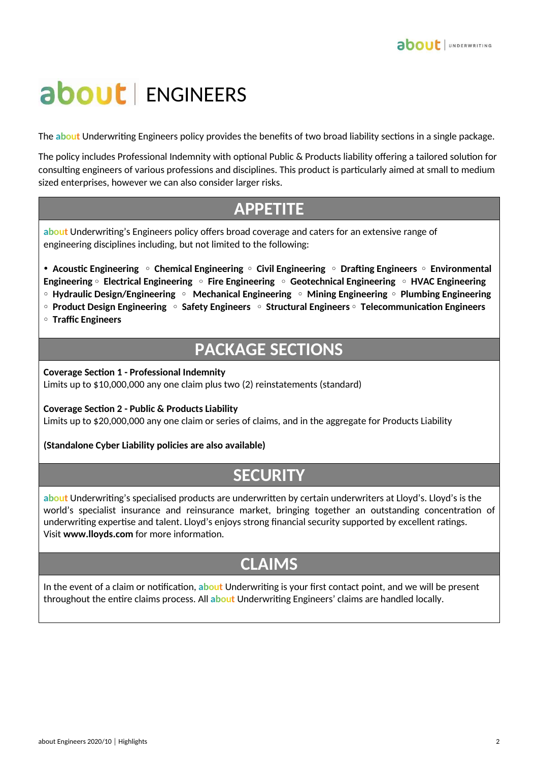# about | ENGINEERS

The about Underwriting Engineers policy provides the benefits of two broad liability sections in a single package.

The policy includes Professional Indemnity with optional Public & Products liability offering a tailored solution for consulting engineers of various professions and disciplines. This product is particularly aimed at small to medium sized enterprises, however we can also consider larger risks.

## APPETITE

about Underwriting's Engineers policy offers broad coverage and caters for an extensive range of engineering disciplines including, but not limited to the following:

- **Acoustic Engineering** ◦ **Chemical Engineering** ◦ **Civil Engineering** ◦ **Drafting Engineers** ◦ **Environmental Engineering** ◦ **Electrical Engineering** ◦ **Fire Engineering** ◦ **Geotechnical Engineering** ◦ **HVAC Engineering** ◦ **Hydraulic Design/Engineering** ◦ **Mechanical Engineering** ◦ **Mining Engineering** ◦ **Plumbing Engineering** ◦ **Product Design Engineering** ◦ **Safety Engineers** ◦ **Structural Engineers** ◦ **Telecommunication Engineers** ◦ **Traffic Engineers**

## PACKAGE SECTIONS

**Coverage Section 1 - Professional Indemnity**
Limits up to $10,000,000 any one claim plus two (2) reinstatements (standard)

**Coverage Section 2 - Public & Products Liability**
Limits up to $20,000,000 any one claim or series of claims, and in the aggregate for Products Liability

**(Standalone Cyber Liability policies are also available)**

## SECURITY

about Underwriting's specialised products are underwritten by certain underwriters at Lloyd's. Lloyd's is the world's specialist insurance and reinsurance market, bringing together an outstanding concentration of underwriting expertise and talent. Lloyd's enjoys strong financial security supported by excellent ratings.
Visit **www.lloyds.com** for more information.

## CLAIMS

In the event of a claim or notification, about Underwriting is your first contact point, and we will be present throughout the entire claims process. All about Underwriting Engineers' claims are handled locally.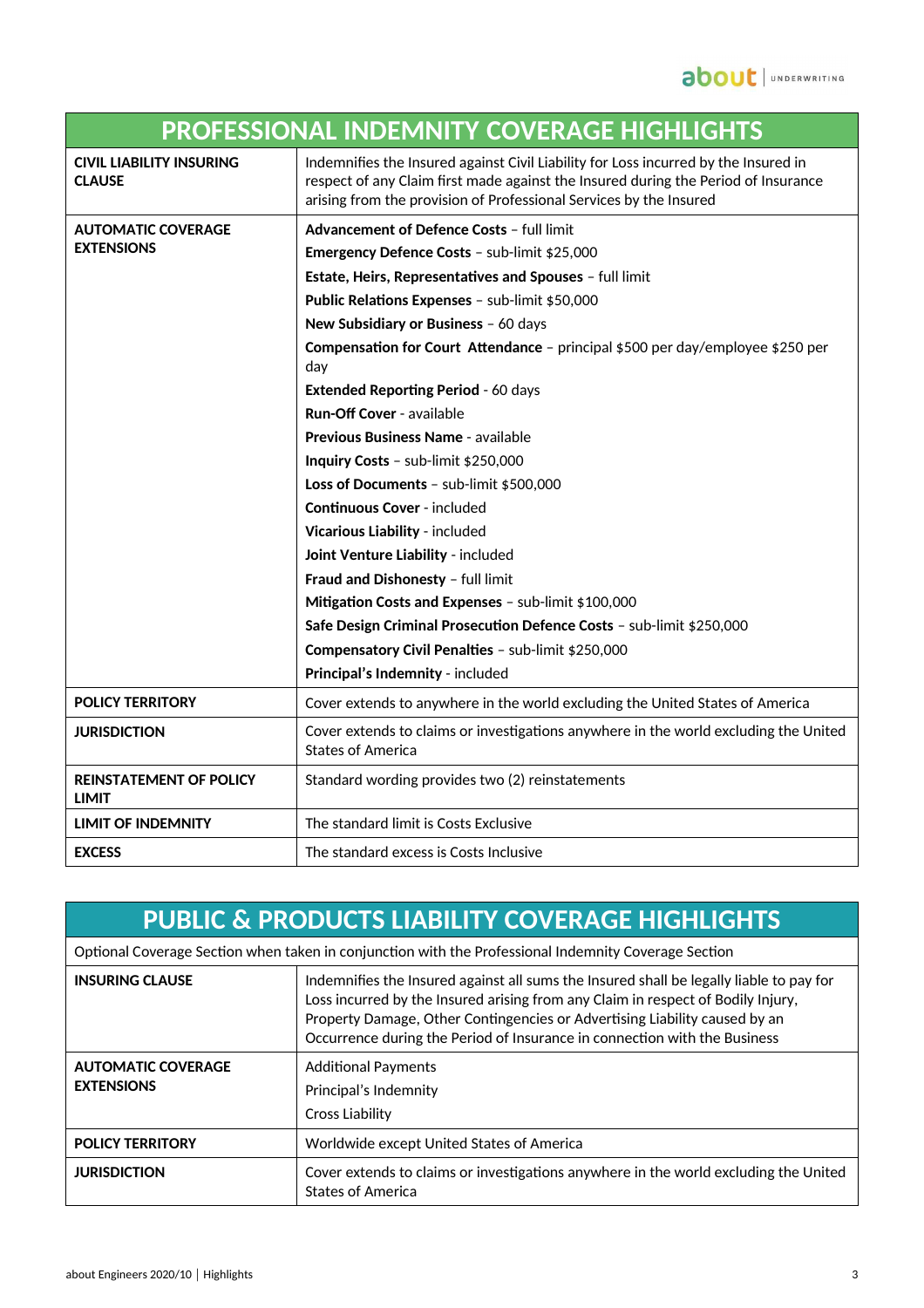## PROFESSIONAL INDEMNITY COVERAGE HIGHLIGHTS

| | |
|---|---|
| **CIVIL LIABILITY INSURING CLAUSE** | Indemnifies the Insured against Civil Liability for Loss incurred by the Insured in respect of any Claim first made against the Insured during the Period of Insurance arising from the provision of Professional Services by the Insured |
| **AUTOMATIC COVERAGE EXTENSIONS** | **Advancement of Defence Costs** – full limit<br>**Emergency Defence Costs** – sub-limit $25,000<br>**Estate, Heirs, Representatives and Spouses** – full limit<br>**Public Relations Expenses** – sub-limit $50,000<br>**New Subsidiary or Business** – 60 days<br>**Compensation for Court Attendance** – principal $500 per day/employee $250 per day<br>**Extended Reporting Period** - 60 days<br>**Run-Off Cover** - available<br>**Previous Business Name** - available<br>**Inquiry Costs** – sub-limit $250,000<br>**Loss of Documents** – sub-limit $500,000<br>**Continuous Cover** - included<br>**Vicarious Liability** - included<br>**Joint Venture Liability** - included<br>**Fraud and Dishonesty** – full limit<br>**Mitigation Costs and Expenses** – sub-limit $100,000<br>**Safe Design Criminal Prosecution Defence Costs** – sub-limit $250,000<br>**Compensatory Civil Penalties** – sub-limit $250,000<br>**Principal's Indemnity** - included |
| **POLICY TERRITORY** | Cover extends to anywhere in the world excluding the United States of America |
| **JURISDICTION** | Cover extends to claims or investigations anywhere in the world excluding the United States of America |
| **REINSTATEMENT OF POLICY LIMIT** | Standard wording provides two (2) reinstatements |
| **LIMIT OF INDEMNITY** | The standard limit is Costs Exclusive |
| **EXCESS** | The standard excess is Costs Inclusive |

## PUBLIC & PRODUCTS LIABILITY COVERAGE HIGHLIGHTS

Optional Coverage Section when taken in conjunction with the Professional Indemnity Coverage Section

| | |
|---|---|
| **INSURING CLAUSE** | Indemnifies the Insured against all sums the Insured shall be legally liable to pay for Loss incurred by the Insured arising from any Claim in respect of Bodily Injury, Property Damage, Other Contingencies or Advertising Liability caused by an Occurrence during the Period of Insurance in connection with the Business |
| **AUTOMATIC COVERAGE EXTENSIONS** | Additional Payments<br>Principal's Indemnity<br>Cross Liability |
| **POLICY TERRITORY** | Worldwide except United States of America |
| **JURISDICTION** | Cover extends to claims or investigations anywhere in the world excluding the United States of America |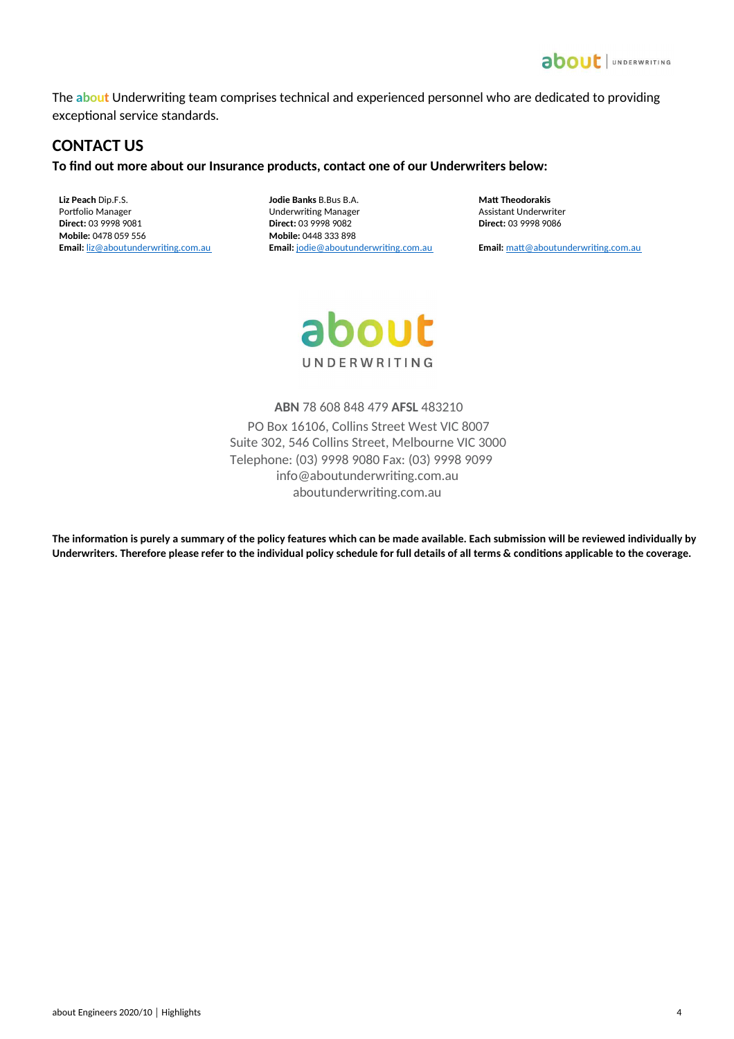The about Underwriting team comprises technical and experienced personnel who are dedicated to providing exceptional service standards.

## CONTACT US

**To find out more about our Insurance products, contact one of our Underwriters below:**

**Liz Peach** Dip.F.S.
Portfolio Manager
**Direct:** 03 9998 9081
**Mobile:** 0478 059 556
**Email:** liz@aboutunderwriting.com.au

**Jodie Banks** B.Bus B.A.
Underwriting Manager
**Direct:** 03 9998 9082
**Mobile:** 0448 333 898
**Email:** jodie@aboutunderwriting.com.au

**Matt Theodorakis**
Assistant Underwriter
**Direct:** 03 9998 9086
**Email:** matt@aboutunderwriting.com.au

about
UNDERWRITING

**ABN** 78 608 848 479 **AFSL** 483210
PO Box 16106, Collins Street West VIC 8007
Suite 302, 546 Collins Street, Melbourne VIC 3000
Telephone: (03) 9998 9080 Fax: (03) 9998 9099
info@aboutunderwriting.com.au
aboutunderwriting.com.au

**The information is purely a summary of the policy features which can be made available. Each submission will be reviewed individually by Underwriters. Therefore please refer to the individual policy schedule for full details of all terms & conditions applicable to the coverage.**